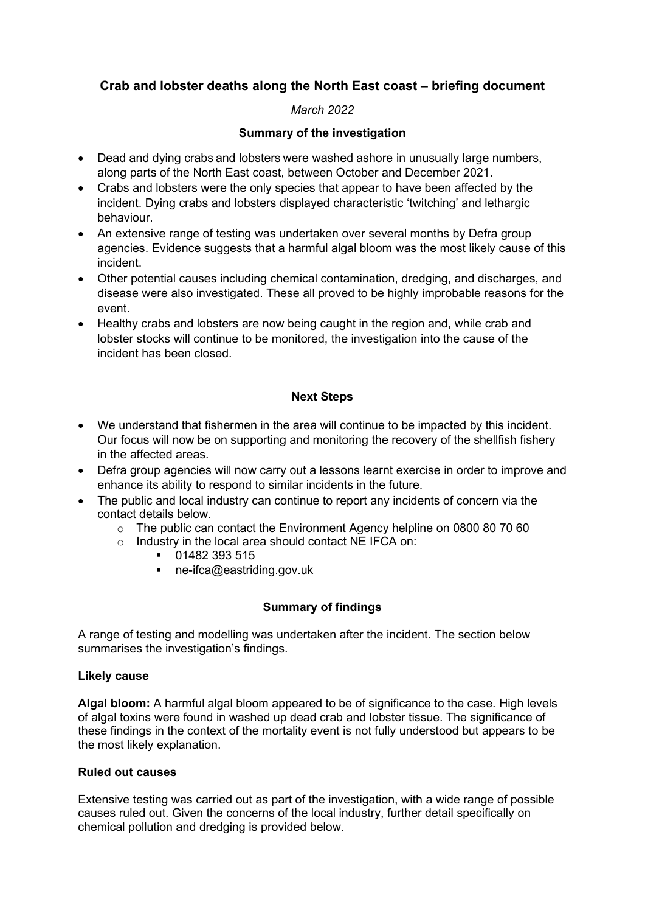# Crab and lobster deaths along the North East coast – briefing document

*March 2022*

## Summary of the investigation

- Dead and dying crabs and lobsters were washed ashore in unusually large numbers, along parts of the North East coast, between October and December 2021.
- Crabs and lobsters were the only species that appear to have been affected by the incident. Dying crabs and lobsters displayed characteristic 'twitching' and lethargic behaviour.
- An extensive range of testing was undertaken over several months by Defra group agencies. Evidence suggests that a harmful algal bloom was the most likely cause of this incident.
- Other potential causes including chemical contamination, dredging, and discharges, and disease were also investigated. These all proved to be highly improbable reasons for the event.
- Healthy crabs and lobsters are now being caught in the region and, while crab and lobster stocks will continue to be monitored, the investigation into the cause of the incident has been closed.

## Next Steps

- We understand that fishermen in the area will continue to be impacted by this incident. Our focus will now be on supporting and monitoring the recovery of the shellfish fishery in the affected areas.
- Defra group agencies will now carry out a lessons learnt exercise in order to improve and enhance its ability to respond to similar incidents in the future.
- The public and local industry can continue to report any incidents of concern via the contact details below.
  - The public can contact the Environment Agency helpline on 0800 80 70 60
  - Industry in the local area should contact NE IFCA on:
    - 01482 393 515
    - ne-ifca@eastriding.gov.uk

## Summary of findings

A range of testing and modelling was undertaken after the incident. The section below summarises the investigation's findings.

### Likely cause

**Algal bloom:** A harmful algal bloom appeared to be of significance to the case. High levels of algal toxins were found in washed up dead crab and lobster tissue. The significance of these findings in the context of the mortality event is not fully understood but appears to be the most likely explanation.

### Ruled out causes

Extensive testing was carried out as part of the investigation, with a wide range of possible causes ruled out. Given the concerns of the local industry, further detail specifically on chemical pollution and dredging is provided below.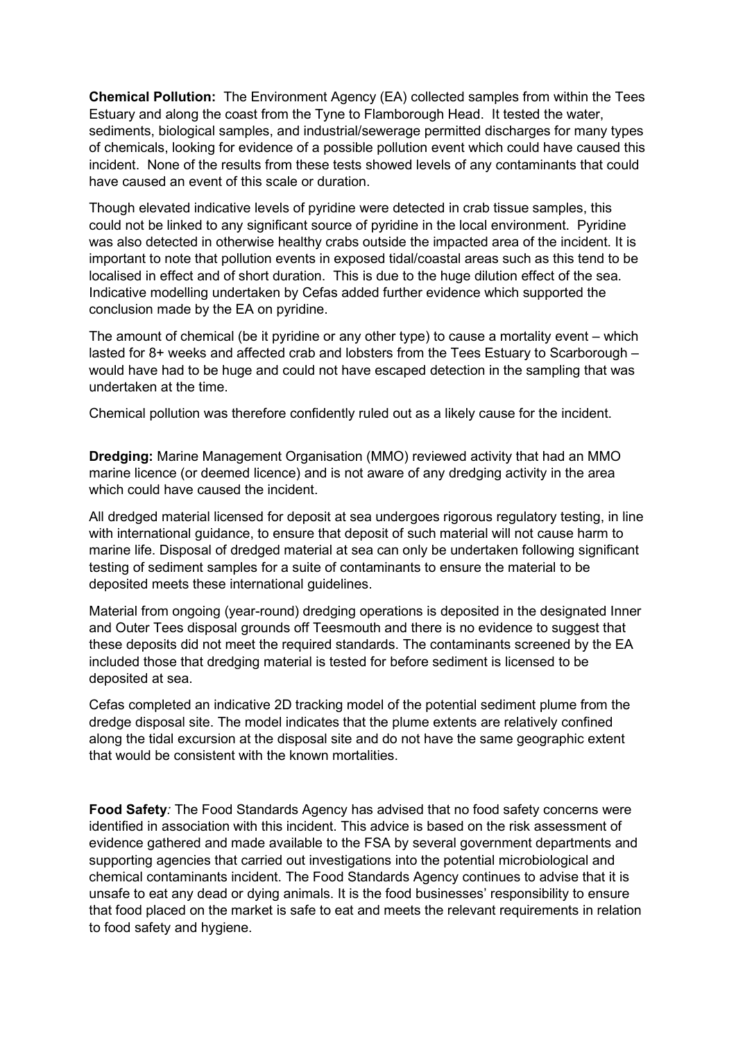**Chemical Pollution:** The Environment Agency (EA) collected samples from within the Tees Estuary and along the coast from the Tyne to Flamborough Head. It tested the water, sediments, biological samples, and industrial/sewerage permitted discharges for many types of chemicals, looking for evidence of a possible pollution event which could have caused this incident. None of the results from these tests showed levels of any contaminants that could have caused an event of this scale or duration.

Though elevated indicative levels of pyridine were detected in crab tissue samples, this could not be linked to any significant source of pyridine in the local environment. Pyridine was also detected in otherwise healthy crabs outside the impacted area of the incident. It is important to note that pollution events in exposed tidal/coastal areas such as this tend to be localised in effect and of short duration. This is due to the huge dilution effect of the sea. Indicative modelling undertaken by Cefas added further evidence which supported the conclusion made by the EA on pyridine.

The amount of chemical (be it pyridine or any other type) to cause a mortality event – which lasted for 8+ weeks and affected crab and lobsters from the Tees Estuary to Scarborough – would have had to be huge and could not have escaped detection in the sampling that was undertaken at the time.

Chemical pollution was therefore confidently ruled out as a likely cause for the incident.

**Dredging:** Marine Management Organisation (MMO) reviewed activity that had an MMO marine licence (or deemed licence) and is not aware of any dredging activity in the area which could have caused the incident.

All dredged material licensed for deposit at sea undergoes rigorous regulatory testing, in line with international guidance, to ensure that deposit of such material will not cause harm to marine life. Disposal of dredged material at sea can only be undertaken following significant testing of sediment samples for a suite of contaminants to ensure the material to be deposited meets these international guidelines.

Material from ongoing (year-round) dredging operations is deposited in the designated Inner and Outer Tees disposal grounds off Teesmouth and there is no evidence to suggest that these deposits did not meet the required standards. The contaminants screened by the EA included those that dredging material is tested for before sediment is licensed to be deposited at sea.

Cefas completed an indicative 2D tracking model of the potential sediment plume from the dredge disposal site. The model indicates that the plume extents are relatively confined along the tidal excursion at the disposal site and do not have the same geographic extent that would be consistent with the known mortalities.

**Food Safety***:* The Food Standards Agency has advised that no food safety concerns were identified in association with this incident. This advice is based on the risk assessment of evidence gathered and made available to the FSA by several government departments and supporting agencies that carried out investigations into the potential microbiological and chemical contaminants incident. The Food Standards Agency continues to advise that it is unsafe to eat any dead or dying animals. It is the food businesses' responsibility to ensure that food placed on the market is safe to eat and meets the relevant requirements in relation to food safety and hygiene.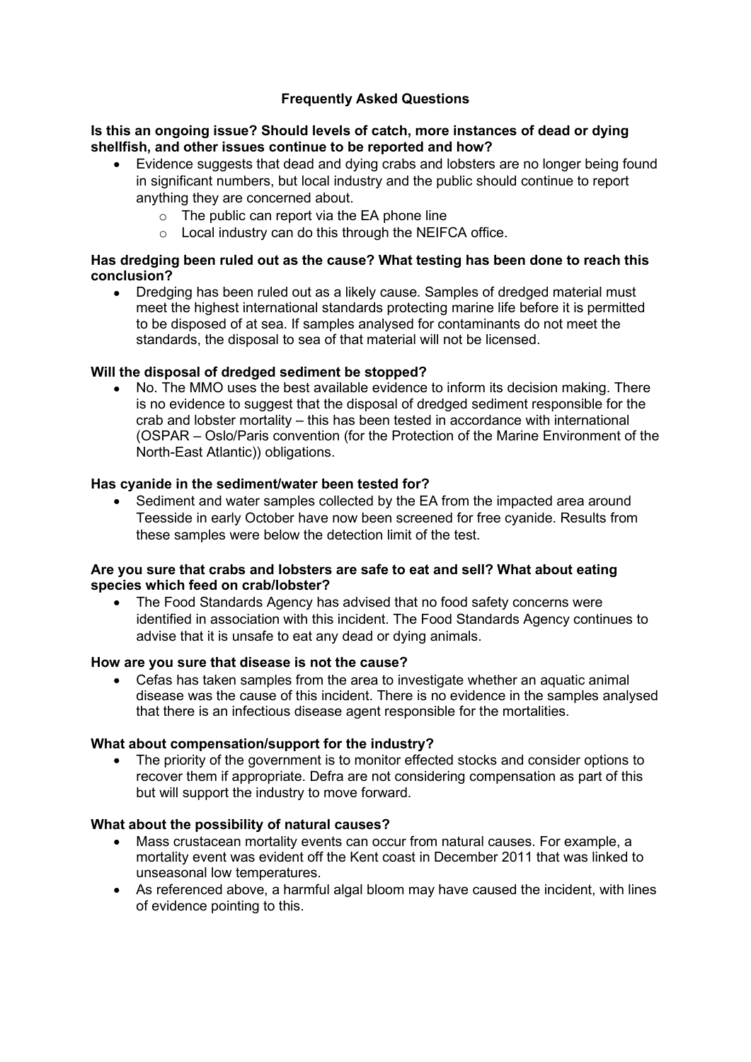## Frequently Asked Questions

**Is this an ongoing issue? Should levels of catch, more instances of dead or dying shellfish, and other issues continue to be reported and how?**

- Evidence suggests that dead and dying crabs and lobsters are no longer being found in significant numbers, but local industry and the public should continue to report anything they are concerned about.
    - The public can report via the EA phone line
    - Local industry can do this through the NEIFCA office.

**Has dredging been ruled out as the cause? What testing has been done to reach this conclusion?**

- Dredging has been ruled out as a likely cause. Samples of dredged material must meet the highest international standards protecting marine life before it is permitted to be disposed of at sea. If samples analysed for contaminants do not meet the standards, the disposal to sea of that material will not be licensed.

**Will the disposal of dredged sediment be stopped?**

- No. The MMO uses the best available evidence to inform its decision making. There is no evidence to suggest that the disposal of dredged sediment responsible for the crab and lobster mortality – this has been tested in accordance with international (OSPAR – Oslo/Paris convention (for the Protection of the Marine Environment of the North-East Atlantic)) obligations.

**Has cyanide in the sediment/water been tested for?**

- Sediment and water samples collected by the EA from the impacted area around Teesside in early October have now been screened for free cyanide. Results from these samples were below the detection limit of the test.

**Are you sure that crabs and lobsters are safe to eat and sell? What about eating species which feed on crab/lobster?**

- The Food Standards Agency has advised that no food safety concerns were identified in association with this incident. The Food Standards Agency continues to advise that it is unsafe to eat any dead or dying animals.

**How are you sure that disease is not the cause?**

- Cefas has taken samples from the area to investigate whether an aquatic animal disease was the cause of this incident. There is no evidence in the samples analysed that there is an infectious disease agent responsible for the mortalities.

**What about compensation/support for the industry?**

- The priority of the government is to monitor effected stocks and consider options to recover them if appropriate. Defra are not considering compensation as part of this but will support the industry to move forward.

**What about the possibility of natural causes?**

- Mass crustacean mortality events can occur from natural causes. For example, a mortality event was evident off the Kent coast in December 2011 that was linked to unseasonal low temperatures.
- As referenced above, a harmful algal bloom may have caused the incident, with lines of evidence pointing to this.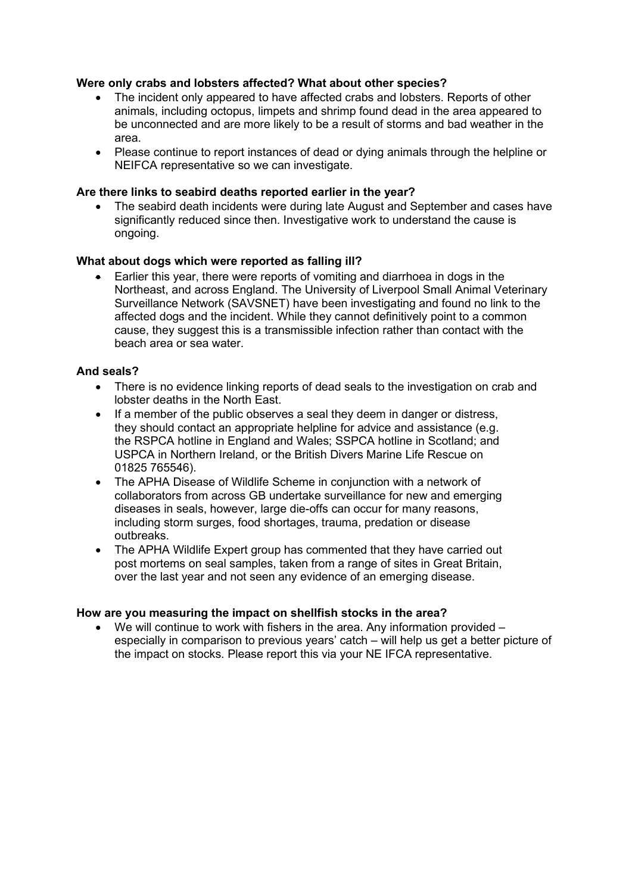**Were only crabs and lobsters affected? What about other species?**

- The incident only appeared to have affected crabs and lobsters. Reports of other animals, including octopus, limpets and shrimp found dead in the area appeared to be unconnected and are more likely to be a result of storms and bad weather in the area.
- Please continue to report instances of dead or dying animals through the helpline or NEIFCA representative so we can investigate.

**Are there links to seabird deaths reported earlier in the year?**

- The seabird death incidents were during late August and September and cases have significantly reduced since then. Investigative work to understand the cause is ongoing.

**What about dogs which were reported as falling ill?**

- Earlier this year, there were reports of vomiting and diarrhoea in dogs in the Northeast, and across England. The University of Liverpool Small Animal Veterinary Surveillance Network (SAVSNET) have been investigating and found no link to the affected dogs and the incident. While they cannot definitively point to a common cause, they suggest this is a transmissible infection rather than contact with the beach area or sea water.

**And seals?**

- There is no evidence linking reports of dead seals to the investigation on crab and lobster deaths in the North East.
- If a member of the public observes a seal they deem in danger or distress, they should contact an appropriate helpline for advice and assistance (e.g. the RSPCA hotline in England and Wales; SSPCA hotline in Scotland; and USPCA in Northern Ireland, or the British Divers Marine Life Rescue on 01825 765546).
- The APHA Disease of Wildlife Scheme in conjunction with a network of collaborators from across GB undertake surveillance for new and emerging diseases in seals, however, large die-offs can occur for many reasons, including storm surges, food shortages, trauma, predation or disease outbreaks.
- The APHA Wildlife Expert group has commented that they have carried out post mortems on seal samples, taken from a range of sites in Great Britain, over the last year and not seen any evidence of an emerging disease.

**How are you measuring the impact on shellfish stocks in the area?**

- We will continue to work with fishers in the area. Any information provided – especially in comparison to previous years' catch – will help us get a better picture of the impact on stocks. Please report this via your NE IFCA representative.